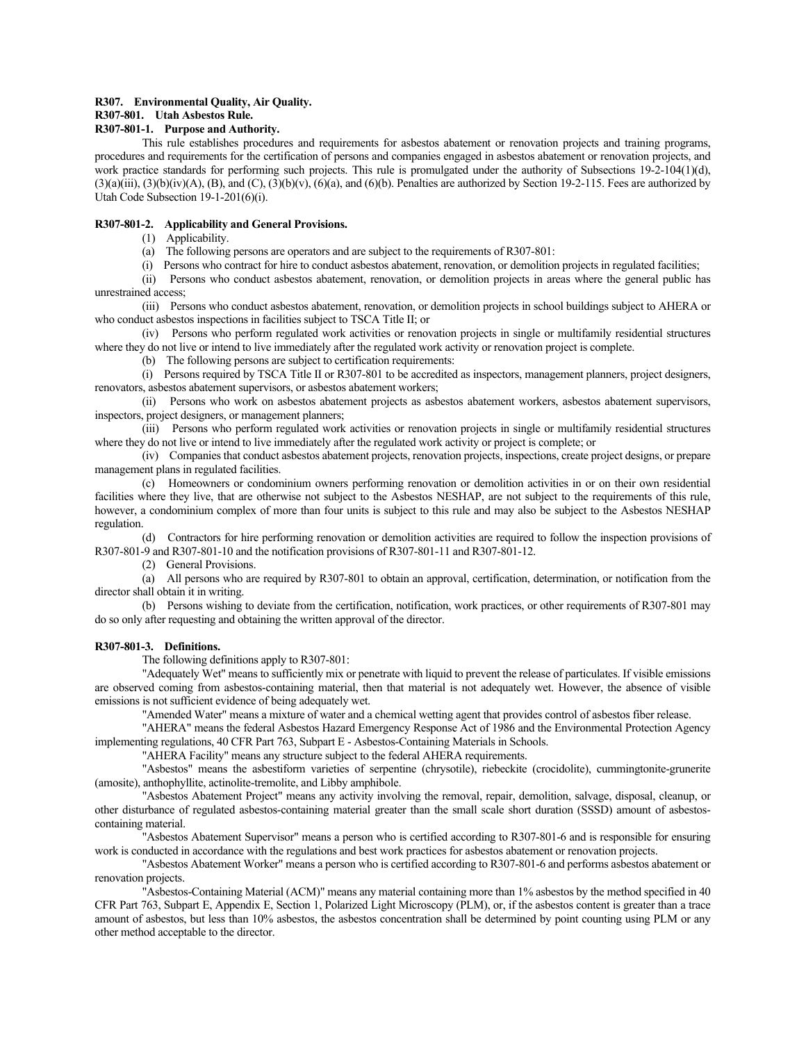**R307. Environmental Quality, Air Quality.**

**R307-801. Utah Asbestos Rule.**

**R307-801-1. Purpose and Authority.**

This rule establishes procedures and requirements for asbestos abatement or renovation projects and training programs, procedures and requirements for the certification of persons and companies engaged in asbestos abatement or renovation projects, and work practice standards for performing such projects. This rule is promulgated under the authority of Subsections 19-2-104(1)(d), (3)(a)(iii), (3)(b)(iv)(A), (B), and (C), (3)(b)(v), (6)(a), and (6)(b). Penalties are authorized by Section 19-2-115. Fees are authorized by Utah Code Subsection 19-1-201(6)(i).

**R307-801-2. Applicability and General Provisions.**

(1) Applicability.

(a) The following persons are operators and are subject to the requirements of R307-801:

(i) Persons who contract for hire to conduct asbestos abatement, renovation, or demolition projects in regulated facilities;

(ii) Persons who conduct asbestos abatement, renovation, or demolition projects in areas where the general public has unrestrained access;

(iii) Persons who conduct asbestos abatement, renovation, or demolition projects in school buildings subject to AHERA or who conduct asbestos inspections in facilities subject to TSCA Title II; or

(iv) Persons who perform regulated work activities or renovation projects in single or multifamily residential structures where they do not live or intend to live immediately after the regulated work activity or renovation project is complete.

(b) The following persons are subject to certification requirements:

(i) Persons required by TSCA Title II or R307-801 to be accredited as inspectors, management planners, project designers, renovators, asbestos abatement supervisors, or asbestos abatement workers;

(ii) Persons who work on asbestos abatement projects as asbestos abatement workers, asbestos abatement supervisors, inspectors, project designers, or management planners;

(iii) Persons who perform regulated work activities or renovation projects in single or multifamily residential structures where they do not live or intend to live immediately after the regulated work activity or project is complete; or

(iv) Companies that conduct asbestos abatement projects, renovation projects, inspections, create project designs, or prepare management plans in regulated facilities.

(c) Homeowners or condominium owners performing renovation or demolition activities in or on their own residential facilities where they live, that are otherwise not subject to the Asbestos NESHAP, are not subject to the requirements of this rule, however, a condominium complex of more than four units is subject to this rule and may also be subject to the Asbestos NESHAP regulation.

(d) Contractors for hire performing renovation or demolition activities are required to follow the inspection provisions of R307-801-9 and R307-801-10 and the notification provisions of R307-801-11 and R307-801-12.

(2) General Provisions.

(a) All persons who are required by R307-801 to obtain an approval, certification, determination, or notification from the director shall obtain it in writing.

(b) Persons wishing to deviate from the certification, notification, work practices, or other requirements of R307-801 may do so only after requesting and obtaining the written approval of the director.

**R307-801-3. Definitions.**

The following definitions apply to R307-801:

"Adequately Wet" means to sufficiently mix or penetrate with liquid to prevent the release of particulates. If visible emissions are observed coming from asbestos-containing material, then that material is not adequately wet. However, the absence of visible emissions is not sufficient evidence of being adequately wet.

"Amended Water" means a mixture of water and a chemical wetting agent that provides control of asbestos fiber release.

"AHERA" means the federal Asbestos Hazard Emergency Response Act of 1986 and the Environmental Protection Agency implementing regulations, 40 CFR Part 763, Subpart E - Asbestos-Containing Materials in Schools.

"AHERA Facility" means any structure subject to the federal AHERA requirements.

"Asbestos" means the asbestiform varieties of serpentine (chrysotile), riebeckite (crocidolite), cummingtonite-grunerite (amosite), anthophyllite, actinolite-tremolite, and Libby amphibole.

"Asbestos Abatement Project" means any activity involving the removal, repair, demolition, salvage, disposal, cleanup, or other disturbance of regulated asbestos-containing material greater than the small scale short duration (SSSD) amount of asbestos-containing material.

"Asbestos Abatement Supervisor" means a person who is certified according to R307-801-6 and is responsible for ensuring work is conducted in accordance with the regulations and best work practices for asbestos abatement or renovation projects.

"Asbestos Abatement Worker" means a person who is certified according to R307-801-6 and performs asbestos abatement or renovation projects.

"Asbestos-Containing Material (ACM)" means any material containing more than 1% asbestos by the method specified in 40 CFR Part 763, Subpart E, Appendix E, Section 1, Polarized Light Microscopy (PLM), or, if the asbestos content is greater than a trace amount of asbestos, but less than 10% asbestos, the asbestos concentration shall be determined by point counting using PLM or any other method acceptable to the director.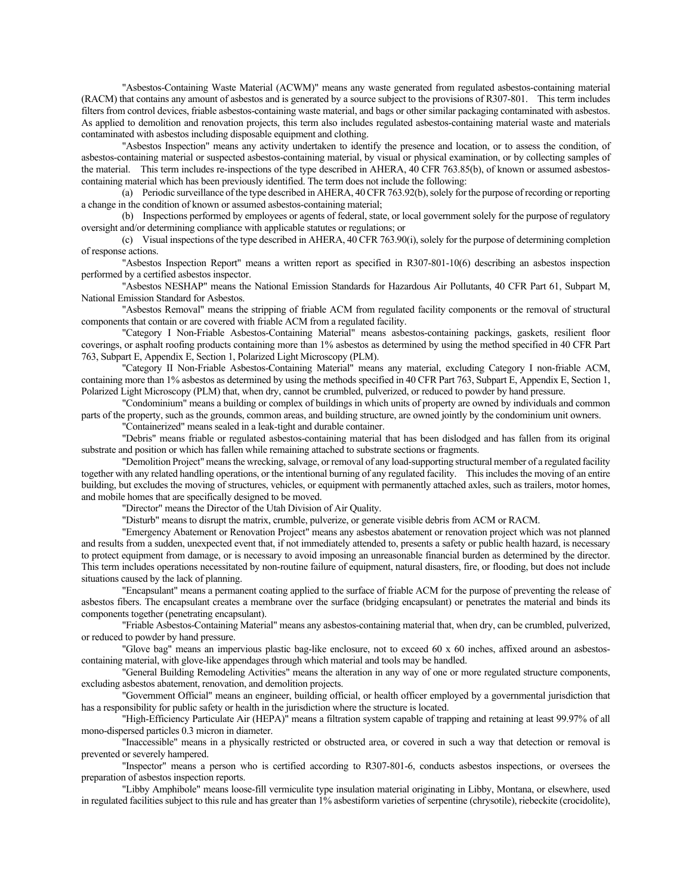"Asbestos-Containing Waste Material (ACWM)" means any waste generated from regulated asbestos-containing material (RACM) that contains any amount of asbestos and is generated by a source subject to the provisions of R307-801. This term includes filters from control devices, friable asbestos-containing waste material, and bags or other similar packaging contaminated with asbestos. As applied to demolition and renovation projects, this term also includes regulated asbestos-containing material waste and materials contaminated with asbestos including disposable equipment and clothing.

"Asbestos Inspection" means any activity undertaken to identify the presence and location, or to assess the condition, of asbestos-containing material or suspected asbestos-containing material, by visual or physical examination, or by collecting samples of the material. This term includes re-inspections of the type described in AHERA, 40 CFR 763.85(b), of known or assumed asbestos-containing material which has been previously identified. The term does not include the following:

(a) Periodic surveillance of the type described in AHERA, 40 CFR 763.92(b), solely for the purpose of recording or reporting a change in the condition of known or assumed asbestos-containing material;

(b) Inspections performed by employees or agents of federal, state, or local government solely for the purpose of regulatory oversight and/or determining compliance with applicable statutes or regulations; or

(c) Visual inspections of the type described in AHERA, 40 CFR 763.90(i), solely for the purpose of determining completion of response actions.

"Asbestos Inspection Report" means a written report as specified in R307-801-10(6) describing an asbestos inspection performed by a certified asbestos inspector.

"Asbestos NESHAP" means the National Emission Standards for Hazardous Air Pollutants, 40 CFR Part 61, Subpart M, National Emission Standard for Asbestos.

"Asbestos Removal" means the stripping of friable ACM from regulated facility components or the removal of structural components that contain or are covered with friable ACM from a regulated facility.

"Category I Non-Friable Asbestos-Containing Material" means asbestos-containing packings, gaskets, resilient floor coverings, or asphalt roofing products containing more than 1% asbestos as determined by using the method specified in 40 CFR Part 763, Subpart E, Appendix E, Section 1, Polarized Light Microscopy (PLM).

"Category II Non-Friable Asbestos-Containing Material" means any material, excluding Category I non-friable ACM, containing more than 1% asbestos as determined by using the methods specified in 40 CFR Part 763, Subpart E, Appendix E, Section 1, Polarized Light Microscopy (PLM) that, when dry, cannot be crumbled, pulverized, or reduced to powder by hand pressure.

"Condominium" means a building or complex of buildings in which units of property are owned by individuals and common parts of the property, such as the grounds, common areas, and building structure, are owned jointly by the condominium unit owners.

"Containerized" means sealed in a leak-tight and durable container.

"Debris" means friable or regulated asbestos-containing material that has been dislodged and has fallen from its original substrate and position or which has fallen while remaining attached to substrate sections or fragments.

"Demolition Project" means the wrecking, salvage, or removal of any load-supporting structural member of a regulated facility together with any related handling operations, or the intentional burning of any regulated facility. This includes the moving of an entire building, but excludes the moving of structures, vehicles, or equipment with permanently attached axles, such as trailers, motor homes, and mobile homes that are specifically designed to be moved.

"Director" means the Director of the Utah Division of Air Quality.

"Disturb" means to disrupt the matrix, crumble, pulverize, or generate visible debris from ACM or RACM.

"Emergency Abatement or Renovation Project" means any asbestos abatement or renovation project which was not planned and results from a sudden, unexpected event that, if not immediately attended to, presents a safety or public health hazard, is necessary to protect equipment from damage, or is necessary to avoid imposing an unreasonable financial burden as determined by the director. This term includes operations necessitated by non-routine failure of equipment, natural disasters, fire, or flooding, but does not include situations caused by the lack of planning.

"Encapsulant" means a permanent coating applied to the surface of friable ACM for the purpose of preventing the release of asbestos fibers. The encapsulant creates a membrane over the surface (bridging encapsulant) or penetrates the material and binds its components together (penetrating encapsulant).

"Friable Asbestos-Containing Material" means any asbestos-containing material that, when dry, can be crumbled, pulverized, or reduced to powder by hand pressure.

"Glove bag" means an impervious plastic bag-like enclosure, not to exceed 60 x 60 inches, affixed around an asbestos-containing material, with glove-like appendages through which material and tools may be handled.

"General Building Remodeling Activities" means the alteration in any way of one or more regulated structure components, excluding asbestos abatement, renovation, and demolition projects.

"Government Official" means an engineer, building official, or health officer employed by a governmental jurisdiction that has a responsibility for public safety or health in the jurisdiction where the structure is located.

"High-Efficiency Particulate Air (HEPA)" means a filtration system capable of trapping and retaining at least 99.97% of all mono-dispersed particles 0.3 micron in diameter.

"Inaccessible" means in a physically restricted or obstructed area, or covered in such a way that detection or removal is prevented or severely hampered.

"Inspector" means a person who is certified according to R307-801-6, conducts asbestos inspections, or oversees the preparation of asbestos inspection reports.

"Libby Amphibole" means loose-fill vermiculite type insulation material originating in Libby, Montana, or elsewhere, used in regulated facilities subject to this rule and has greater than 1% asbestiform varieties of serpentine (chrysotile), riebeckite (crocidolite),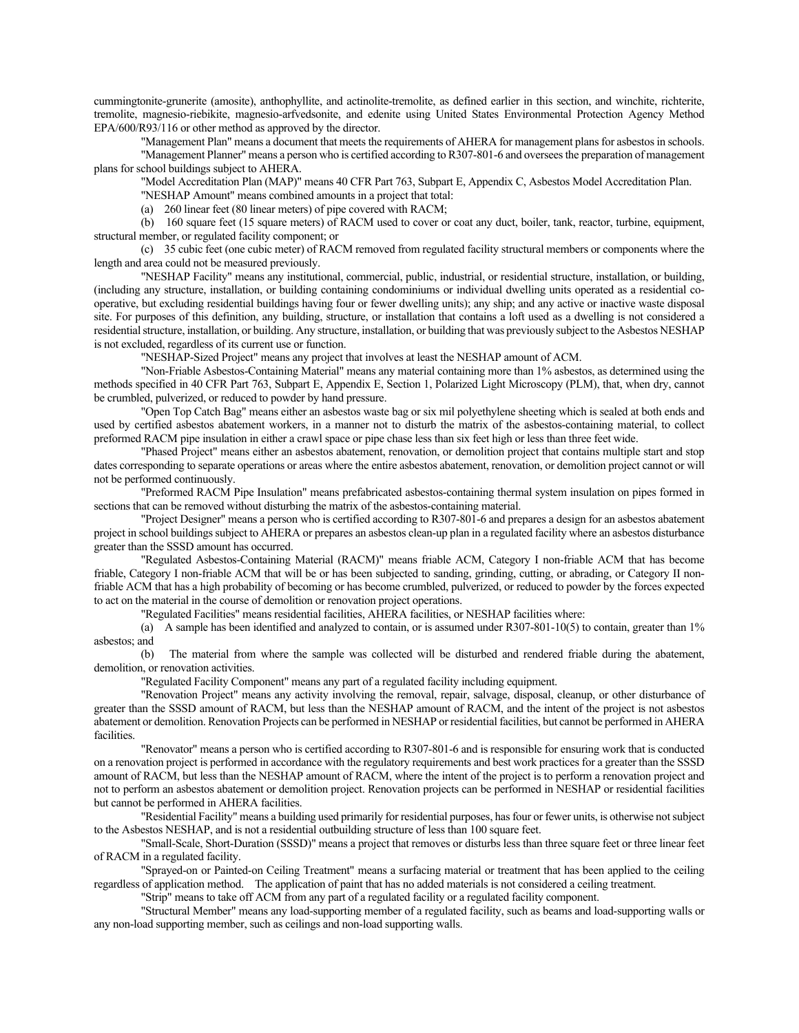cummingtonite-grunerite (amosite), anthophyllite, and actinolite-tremolite, as defined earlier in this section, and winchite, richterite, tremolite, magnesio-riebikite, magnesio-arfvedsonite, and edenite using United States Environmental Protection Agency Method EPA/600/R93/116 or other method as approved by the director.

"Management Plan" means a document that meets the requirements of AHERA for management plans for asbestos in schools.

"Management Planner" means a person who is certified according to R307-801-6 and oversees the preparation of management plans for school buildings subject to AHERA.

"Model Accreditation Plan (MAP)" means 40 CFR Part 763, Subpart E, Appendix C, Asbestos Model Accreditation Plan.

"NESHAP Amount" means combined amounts in a project that total:

(a) 260 linear feet (80 linear meters) of pipe covered with RACM;

(b) 160 square feet (15 square meters) of RACM used to cover or coat any duct, boiler, tank, reactor, turbine, equipment, structural member, or regulated facility component; or

(c) 35 cubic feet (one cubic meter) of RACM removed from regulated facility structural members or components where the length and area could not be measured previously.

"NESHAP Facility" means any institutional, commercial, public, industrial, or residential structure, installation, or building, (including any structure, installation, or building containing condominiums or individual dwelling units operated as a residential co-operative, but excluding residential buildings having four or fewer dwelling units); any ship; and any active or inactive waste disposal site. For purposes of this definition, any building, structure, or installation that contains a loft used as a dwelling is not considered a residential structure, installation, or building. Any structure, installation, or building that was previously subject to the Asbestos NESHAP is not excluded, regardless of its current use or function.

"NESHAP-Sized Project" means any project that involves at least the NESHAP amount of ACM.

"Non-Friable Asbestos-Containing Material" means any material containing more than 1% asbestos, as determined using the methods specified in 40 CFR Part 763, Subpart E, Appendix E, Section 1, Polarized Light Microscopy (PLM), that, when dry, cannot be crumbled, pulverized, or reduced to powder by hand pressure.

"Open Top Catch Bag" means either an asbestos waste bag or six mil polyethylene sheeting which is sealed at both ends and used by certified asbestos abatement workers, in a manner not to disturb the matrix of the asbestos-containing material, to collect preformed RACM pipe insulation in either a crawl space or pipe chase less than six feet high or less than three feet wide.

"Phased Project" means either an asbestos abatement, renovation, or demolition project that contains multiple start and stop dates corresponding to separate operations or areas where the entire asbestos abatement, renovation, or demolition project cannot or will not be performed continuously.

"Preformed RACM Pipe Insulation" means prefabricated asbestos-containing thermal system insulation on pipes formed in sections that can be removed without disturbing the matrix of the asbestos-containing material.

"Project Designer" means a person who is certified according to R307-801-6 and prepares a design for an asbestos abatement project in school buildings subject to AHERA or prepares an asbestos clean-up plan in a regulated facility where an asbestos disturbance greater than the SSSD amount has occurred.

"Regulated Asbestos-Containing Material (RACM)" means friable ACM, Category I non-friable ACM that has become friable, Category I non-friable ACM that will be or has been subjected to sanding, grinding, cutting, or abrading, or Category II non-friable ACM that has a high probability of becoming or has become crumbled, pulverized, or reduced to powder by the forces expected to act on the material in the course of demolition or renovation project operations.

"Regulated Facilities" means residential facilities, AHERA facilities, or NESHAP facilities where:

(a) A sample has been identified and analyzed to contain, or is assumed under R307-801-10(5) to contain, greater than 1% asbestos; and

(b) The material from where the sample was collected will be disturbed and rendered friable during the abatement, demolition, or renovation activities.

"Regulated Facility Component" means any part of a regulated facility including equipment.

"Renovation Project" means any activity involving the removal, repair, salvage, disposal, cleanup, or other disturbance of greater than the SSSD amount of RACM, but less than the NESHAP amount of RACM, and the intent of the project is not asbestos abatement or demolition. Renovation Projects can be performed in NESHAP or residential facilities, but cannot be performed in AHERA facilities.

"Renovator" means a person who is certified according to R307-801-6 and is responsible for ensuring work that is conducted on a renovation project is performed in accordance with the regulatory requirements and best work practices for a greater than the SSSD amount of RACM, but less than the NESHAP amount of RACM, where the intent of the project is to perform a renovation project and not to perform an asbestos abatement or demolition project. Renovation projects can be performed in NESHAP or residential facilities but cannot be performed in AHERA facilities.

"Residential Facility" means a building used primarily for residential purposes, has four or fewer units, is otherwise not subject to the Asbestos NESHAP, and is not a residential outbuilding structure of less than 100 square feet.

"Small-Scale, Short-Duration (SSSD)" means a project that removes or disturbs less than three square feet or three linear feet of RACM in a regulated facility.

"Sprayed-on or Painted-on Ceiling Treatment" means a surfacing material or treatment that has been applied to the ceiling regardless of application method. The application of paint that has no added materials is not considered a ceiling treatment.

"Strip" means to take off ACM from any part of a regulated facility or a regulated facility component.

"Structural Member" means any load-supporting member of a regulated facility, such as beams and load-supporting walls or any non-load supporting member, such as ceilings and non-load supporting walls.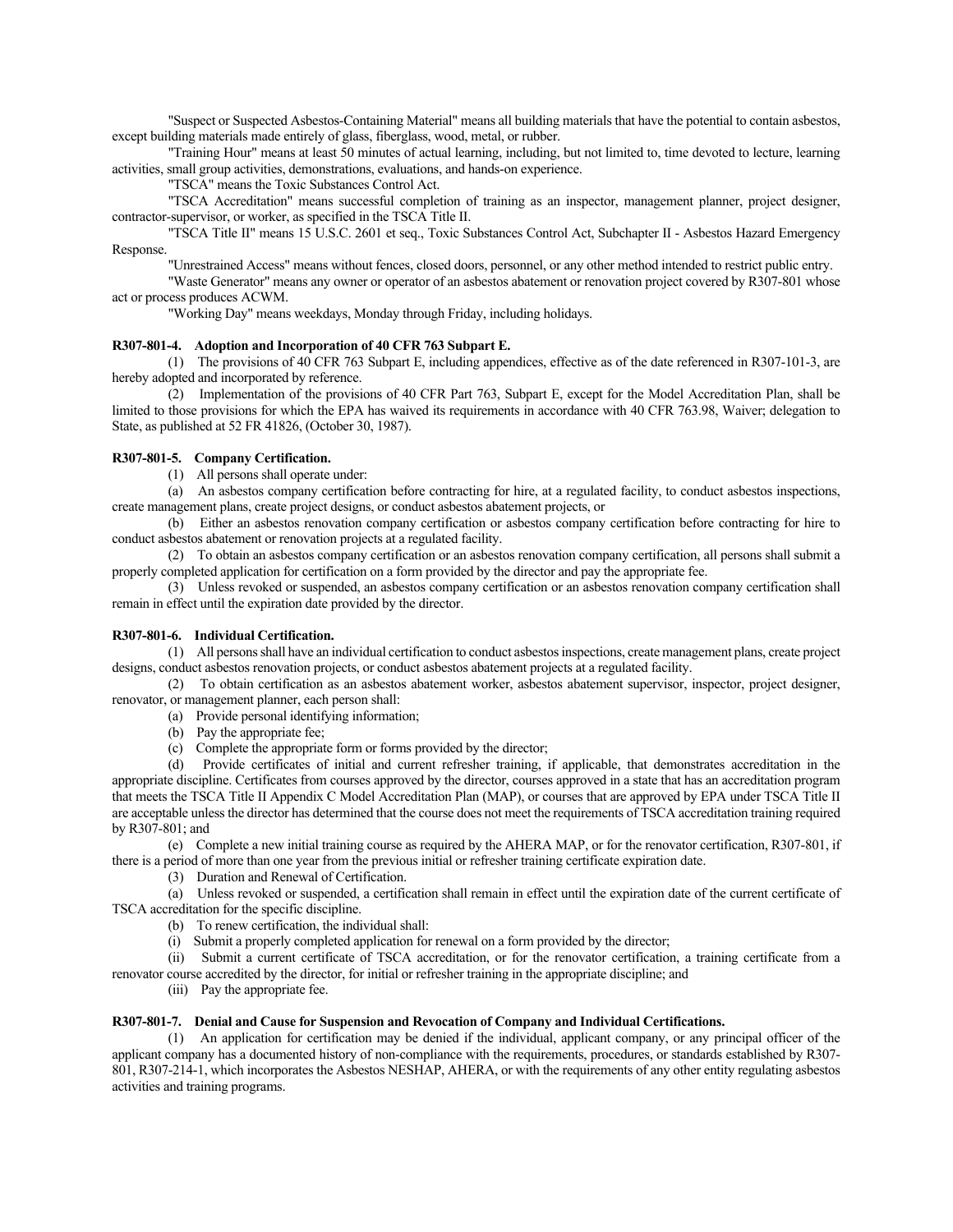"Suspect or Suspected Asbestos-Containing Material" means all building materials that have the potential to contain asbestos, except building materials made entirely of glass, fiberglass, wood, metal, or rubber.

"Training Hour" means at least 50 minutes of actual learning, including, but not limited to, time devoted to lecture, learning activities, small group activities, demonstrations, evaluations, and hands-on experience.

"TSCA" means the Toxic Substances Control Act.

"TSCA Accreditation" means successful completion of training as an inspector, management planner, project designer, contractor-supervisor, or worker, as specified in the TSCA Title II.

"TSCA Title II" means 15 U.S.C. 2601 et seq., Toxic Substances Control Act, Subchapter II - Asbestos Hazard Emergency Response.

"Unrestrained Access" means without fences, closed doors, personnel, or any other method intended to restrict public entry.

"Waste Generator" means any owner or operator of an asbestos abatement or renovation project covered by R307-801 whose act or process produces ACWM.

"Working Day" means weekdays, Monday through Friday, including holidays.

**R307-801-4. Adoption and Incorporation of 40 CFR 763 Subpart E.**

(1) The provisions of 40 CFR 763 Subpart E, including appendices, effective as of the date referenced in R307-101-3, are hereby adopted and incorporated by reference.

(2) Implementation of the provisions of 40 CFR Part 763, Subpart E, except for the Model Accreditation Plan, shall be limited to those provisions for which the EPA has waived its requirements in accordance with 40 CFR 763.98, Waiver; delegation to State, as published at 52 FR 41826, (October 30, 1987).

**R307-801-5. Company Certification.**

(1) All persons shall operate under:

(a) An asbestos company certification before contracting for hire, at a regulated facility, to conduct asbestos inspections, create management plans, create project designs, or conduct asbestos abatement projects, or

(b) Either an asbestos renovation company certification or asbestos company certification before contracting for hire to conduct asbestos abatement or renovation projects at a regulated facility.

(2) To obtain an asbestos company certification or an asbestos renovation company certification, all persons shall submit a properly completed application for certification on a form provided by the director and pay the appropriate fee.

(3) Unless revoked or suspended, an asbestos company certification or an asbestos renovation company certification shall remain in effect until the expiration date provided by the director.

**R307-801-6. Individual Certification.**

(1) All persons shall have an individual certification to conduct asbestos inspections, create management plans, create project designs, conduct asbestos renovation projects, or conduct asbestos abatement projects at a regulated facility.

(2) To obtain certification as an asbestos abatement worker, asbestos abatement supervisor, inspector, project designer, renovator, or management planner, each person shall:

(a) Provide personal identifying information;

(b) Pay the appropriate fee;

(c) Complete the appropriate form or forms provided by the director;

(d) Provide certificates of initial and current refresher training, if applicable, that demonstrates accreditation in the appropriate discipline. Certificates from courses approved by the director, courses approved in a state that has an accreditation program that meets the TSCA Title II Appendix C Model Accreditation Plan (MAP), or courses that are approved by EPA under TSCA Title II are acceptable unless the director has determined that the course does not meet the requirements of TSCA accreditation training required by R307-801; and

(e) Complete a new initial training course as required by the AHERA MAP, or for the renovator certification, R307-801, if there is a period of more than one year from the previous initial or refresher training certificate expiration date.

(3) Duration and Renewal of Certification.

(a) Unless revoked or suspended, a certification shall remain in effect until the expiration date of the current certificate of TSCA accreditation for the specific discipline.

(b) To renew certification, the individual shall:

(i) Submit a properly completed application for renewal on a form provided by the director;

(ii) Submit a current certificate of TSCA accreditation, or for the renovator certification, a training certificate from a renovator course accredited by the director, for initial or refresher training in the appropriate discipline; and

(iii) Pay the appropriate fee.

**R307-801-7. Denial and Cause for Suspension and Revocation of Company and Individual Certifications.**

(1) An application for certification may be denied if the individual, applicant company, or any principal officer of the applicant company has a documented history of non-compliance with the requirements, procedures, or standards established by R307-801, R307-214-1, which incorporates the Asbestos NESHAP, AHERA, or with the requirements of any other entity regulating asbestos activities and training programs.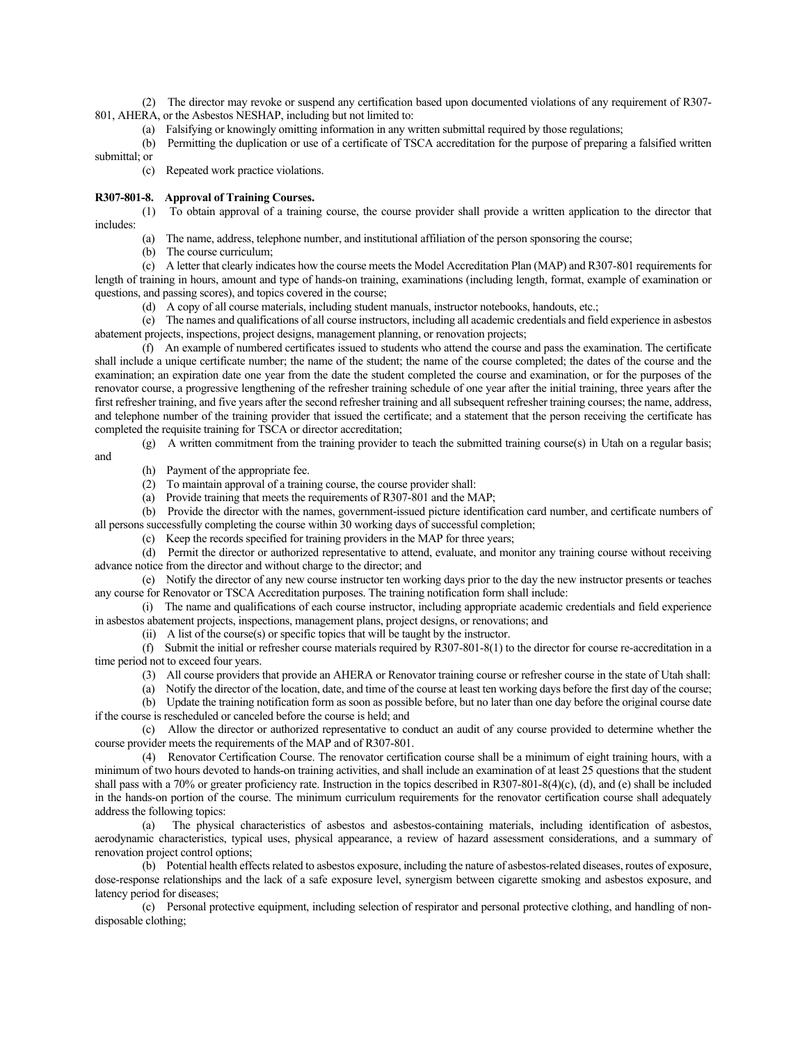(2) The director may revoke or suspend any certification based upon documented violations of any requirement of R307-801, AHERA, or the Asbestos NESHAP, including but not limited to:

(a) Falsifying or knowingly omitting information in any written submittal required by those regulations;

(b) Permitting the duplication or use of a certificate of TSCA accreditation for the purpose of preparing a falsified written submittal; or

(c) Repeated work practice violations.

**R307-801-8. Approval of Training Courses.**

(1) To obtain approval of a training course, the course provider shall provide a written application to the director that includes:

(a) The name, address, telephone number, and institutional affiliation of the person sponsoring the course;

(b) The course curriculum;

(c) A letter that clearly indicates how the course meets the Model Accreditation Plan (MAP) and R307-801 requirements for length of training in hours, amount and type of hands-on training, examinations (including length, format, example of examination or questions, and passing scores), and topics covered in the course;

(d) A copy of all course materials, including student manuals, instructor notebooks, handouts, etc.;

(e) The names and qualifications of all course instructors, including all academic credentials and field experience in asbestos abatement projects, inspections, project designs, management planning, or renovation projects;

(f) An example of numbered certificates issued to students who attend the course and pass the examination. The certificate shall include a unique certificate number; the name of the student; the name of the course completed; the dates of the course and the examination; an expiration date one year from the date the student completed the course and examination, or for the purposes of the renovator course, a progressive lengthening of the refresher training schedule of one year after the initial training, three years after the first refresher training, and five years after the second refresher training and all subsequent refresher training courses; the name, address, and telephone number of the training provider that issued the certificate; and a statement that the person receiving the certificate has completed the requisite training for TSCA or director accreditation;

(g) A written commitment from the training provider to teach the submitted training course(s) in Utah on a regular basis; and

(h) Payment of the appropriate fee.

(2) To maintain approval of a training course, the course provider shall:

(a) Provide training that meets the requirements of R307-801 and the MAP;

(b) Provide the director with the names, government-issued picture identification card number, and certificate numbers of all persons successfully completing the course within 30 working days of successful completion;

(c) Keep the records specified for training providers in the MAP for three years;

(d) Permit the director or authorized representative to attend, evaluate, and monitor any training course without receiving advance notice from the director and without charge to the director; and

(e) Notify the director of any new course instructor ten working days prior to the day the new instructor presents or teaches any course for Renovator or TSCA Accreditation purposes. The training notification form shall include:

(i) The name and qualifications of each course instructor, including appropriate academic credentials and field experience in asbestos abatement projects, inspections, management plans, project designs, or renovations; and

(ii) A list of the course(s) or specific topics that will be taught by the instructor.

(f) Submit the initial or refresher course materials required by R307-801-8(1) to the director for course re-accreditation in a time period not to exceed four years.

(3) All course providers that provide an AHERA or Renovator training course or refresher course in the state of Utah shall:

(a) Notify the director of the location, date, and time of the course at least ten working days before the first day of the course;

(b) Update the training notification form as soon as possible before, but no later than one day before the original course date if the course is rescheduled or canceled before the course is held; and

(c) Allow the director or authorized representative to conduct an audit of any course provided to determine whether the course provider meets the requirements of the MAP and of R307-801.

(4) Renovator Certification Course. The renovator certification course shall be a minimum of eight training hours, with a minimum of two hours devoted to hands-on training activities, and shall include an examination of at least 25 questions that the student shall pass with a 70% or greater proficiency rate. Instruction in the topics described in R307-801-8(4)(c), (d), and (e) shall be included in the hands-on portion of the course. The minimum curriculum requirements for the renovator certification course shall adequately address the following topics:

(a) The physical characteristics of asbestos and asbestos-containing materials, including identification of asbestos, aerodynamic characteristics, typical uses, physical appearance, a review of hazard assessment considerations, and a summary of renovation project control options;

(b) Potential health effects related to asbestos exposure, including the nature of asbestos-related diseases, routes of exposure, dose-response relationships and the lack of a safe exposure level, synergism between cigarette smoking and asbestos exposure, and latency period for diseases;

(c) Personal protective equipment, including selection of respirator and personal protective clothing, and handling of non-disposable clothing;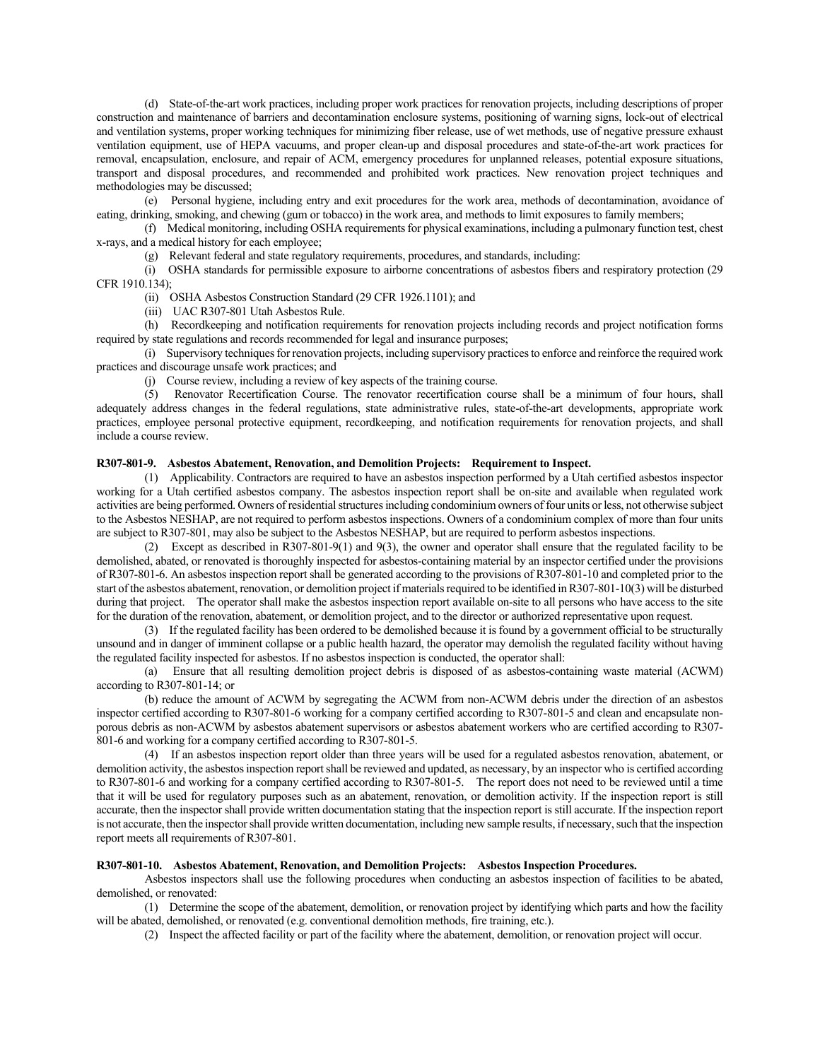(d) State-of-the-art work practices, including proper work practices for renovation projects, including descriptions of proper construction and maintenance of barriers and decontamination enclosure systems, positioning of warning signs, lock-out of electrical and ventilation systems, proper working techniques for minimizing fiber release, use of wet methods, use of negative pressure exhaust ventilation equipment, use of HEPA vacuums, and proper clean-up and disposal procedures and state-of-the-art work practices for removal, encapsulation, enclosure, and repair of ACM, emergency procedures for unplanned releases, potential exposure situations, transport and disposal procedures, and recommended and prohibited work practices. New renovation project techniques and methodologies may be discussed;

(e) Personal hygiene, including entry and exit procedures for the work area, methods of decontamination, avoidance of eating, drinking, smoking, and chewing (gum or tobacco) in the work area, and methods to limit exposures to family members;

(f) Medical monitoring, including OSHA requirements for physical examinations, including a pulmonary function test, chest x-rays, and a medical history for each employee;

(g) Relevant federal and state regulatory requirements, procedures, and standards, including:

(i) OSHA standards for permissible exposure to airborne concentrations of asbestos fibers and respiratory protection (29 CFR 1910.134);

(ii) OSHA Asbestos Construction Standard (29 CFR 1926.1101); and

(iii) UAC R307-801 Utah Asbestos Rule.

(h) Recordkeeping and notification requirements for renovation projects including records and project notification forms required by state regulations and records recommended for legal and insurance purposes;

(i) Supervisory techniques for renovation projects, including supervisory practices to enforce and reinforce the required work practices and discourage unsafe work practices; and

(j) Course review, including a review of key aspects of the training course.

(5) Renovator Recertification Course. The renovator recertification course shall be a minimum of four hours, shall adequately address changes in the federal regulations, state administrative rules, state-of-the-art developments, appropriate work practices, employee personal protective equipment, recordkeeping, and notification requirements for renovation projects, and shall include a course review.

**R307-801-9. Asbestos Abatement, Renovation, and Demolition Projects: Requirement to Inspect.**

(1) Applicability. Contractors are required to have an asbestos inspection performed by a Utah certified asbestos inspector working for a Utah certified asbestos company. The asbestos inspection report shall be on-site and available when regulated work activities are being performed. Owners of residential structures including condominium owners of four units or less, not otherwise subject to the Asbestos NESHAP, are not required to perform asbestos inspections. Owners of a condominium complex of more than four units are subject to R307-801, may also be subject to the Asbestos NESHAP, but are required to perform asbestos inspections.

(2) Except as described in R307-801-9(1) and 9(3), the owner and operator shall ensure that the regulated facility to be demolished, abated, or renovated is thoroughly inspected for asbestos-containing material by an inspector certified under the provisions of R307-801-6. An asbestos inspection report shall be generated according to the provisions of R307-801-10 and completed prior to the start of the asbestos abatement, renovation, or demolition project if materials required to be identified in R307-801-10(3) will be disturbed during that project. The operator shall make the asbestos inspection report available on-site to all persons who have access to the site for the duration of the renovation, abatement, or demolition project, and to the director or authorized representative upon request.

(3) If the regulated facility has been ordered to be demolished because it is found by a government official to be structurally unsound and in danger of imminent collapse or a public health hazard, the operator may demolish the regulated facility without having the regulated facility inspected for asbestos. If no asbestos inspection is conducted, the operator shall:

(a) Ensure that all resulting demolition project debris is disposed of as asbestos-containing waste material (ACWM) according to R307-801-14; or

(b) reduce the amount of ACWM by segregating the ACWM from non-ACWM debris under the direction of an asbestos inspector certified according to R307-801-6 working for a company certified according to R307-801-5 and clean and encapsulate non-porous debris as non-ACWM by asbestos abatement supervisors or asbestos abatement workers who are certified according to R307-801-6 and working for a company certified according to R307-801-5.

(4) If an asbestos inspection report older than three years will be used for a regulated asbestos renovation, abatement, or demolition activity, the asbestos inspection report shall be reviewed and updated, as necessary, by an inspector who is certified according to R307-801-6 and working for a company certified according to R307-801-5. The report does not need to be reviewed until a time that it will be used for regulatory purposes such as an abatement, renovation, or demolition activity. If the inspection report is still accurate, then the inspector shall provide written documentation stating that the inspection report is still accurate. If the inspection report is not accurate, then the inspector shall provide written documentation, including new sample results, if necessary, such that the inspection report meets all requirements of R307-801.

**R307-801-10. Asbestos Abatement, Renovation, and Demolition Projects: Asbestos Inspection Procedures.**

Asbestos inspectors shall use the following procedures when conducting an asbestos inspection of facilities to be abated, demolished, or renovated:

(1) Determine the scope of the abatement, demolition, or renovation project by identifying which parts and how the facility will be abated, demolished, or renovated (e.g. conventional demolition methods, fire training, etc.).

(2) Inspect the affected facility or part of the facility where the abatement, demolition, or renovation project will occur.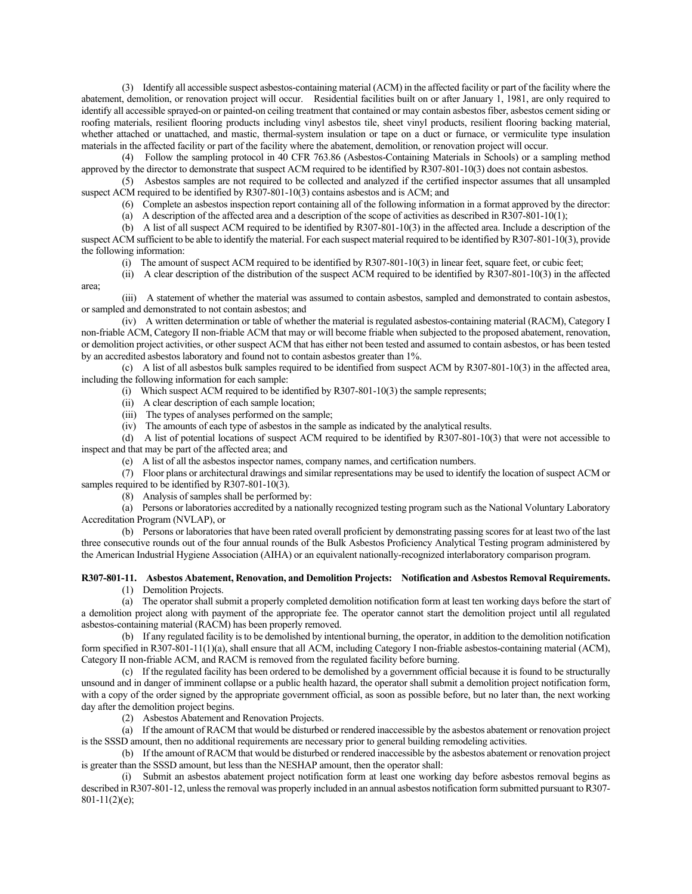(3) Identify all accessible suspect asbestos-containing material (ACM) in the affected facility or part of the facility where the abatement, demolition, or renovation project will occur. Residential facilities built on or after January 1, 1981, are only required to identify all accessible sprayed-on or painted-on ceiling treatment that contained or may contain asbestos fiber, asbestos cement siding or roofing materials, resilient flooring products including vinyl asbestos tile, sheet vinyl products, resilient flooring backing material, whether attached or unattached, and mastic, thermal-system insulation or tape on a duct or furnace, or vermiculite type insulation materials in the affected facility or part of the facility where the abatement, demolition, or renovation project will occur.

(4) Follow the sampling protocol in 40 CFR 763.86 (Asbestos-Containing Materials in Schools) or a sampling method approved by the director to demonstrate that suspect ACM required to be identified by R307-801-10(3) does not contain asbestos.

(5) Asbestos samples are not required to be collected and analyzed if the certified inspector assumes that all unsampled suspect ACM required to be identified by R307-801-10(3) contains asbestos and is ACM; and

(6) Complete an asbestos inspection report containing all of the following information in a format approved by the director:

(a) A description of the affected area and a description of the scope of activities as described in R307-801-10(1);

(b) A list of all suspect ACM required to be identified by R307-801-10(3) in the affected area. Include a description of the suspect ACM sufficient to be able to identify the material. For each suspect material required to be identified by R307-801-10(3), provide the following information:

(i) The amount of suspect ACM required to be identified by R307-801-10(3) in linear feet, square feet, or cubic feet;

(ii) A clear description of the distribution of the suspect ACM required to be identified by R307-801-10(3) in the affected area;

(iii) A statement of whether the material was assumed to contain asbestos, sampled and demonstrated to contain asbestos, or sampled and demonstrated to not contain asbestos; and

(iv) A written determination or table of whether the material is regulated asbestos-containing material (RACM), Category I non-friable ACM, Category II non-friable ACM that may or will become friable when subjected to the proposed abatement, renovation, or demolition project activities, or other suspect ACM that has either not been tested and assumed to contain asbestos, or has been tested by an accredited asbestos laboratory and found not to contain asbestos greater than 1%.

(c) A list of all asbestos bulk samples required to be identified from suspect ACM by R307-801-10(3) in the affected area, including the following information for each sample:

(i) Which suspect ACM required to be identified by R307-801-10(3) the sample represents;

(ii) A clear description of each sample location;

(iii) The types of analyses performed on the sample;

(iv) The amounts of each type of asbestos in the sample as indicated by the analytical results.

(d) A list of potential locations of suspect ACM required to be identified by R307-801-10(3) that were not accessible to inspect and that may be part of the affected area; and

(e) A list of all the asbestos inspector names, company names, and certification numbers.

(7) Floor plans or architectural drawings and similar representations may be used to identify the location of suspect ACM or samples required to be identified by R307-801-10(3).

(8) Analysis of samples shall be performed by:

(a) Persons or laboratories accredited by a nationally recognized testing program such as the National Voluntary Laboratory Accreditation Program (NVLAP), or

(b) Persons or laboratories that have been rated overall proficient by demonstrating passing scores for at least two of the last three consecutive rounds out of the four annual rounds of the Bulk Asbestos Proficiency Analytical Testing program administered by the American Industrial Hygiene Association (AIHA) or an equivalent nationally-recognized interlaboratory comparison program.

**R307-801-11. Asbestos Abatement, Renovation, and Demolition Projects: Notification and Asbestos Removal Requirements.**

(1) Demolition Projects.

(a) The operator shall submit a properly completed demolition notification form at least ten working days before the start of a demolition project along with payment of the appropriate fee. The operator cannot start the demolition project until all regulated asbestos-containing material (RACM) has been properly removed.

(b) If any regulated facility is to be demolished by intentional burning, the operator, in addition to the demolition notification form specified in R307-801-11(1)(a), shall ensure that all ACM, including Category I non-friable asbestos-containing material (ACM), Category II non-friable ACM, and RACM is removed from the regulated facility before burning.

(c) If the regulated facility has been ordered to be demolished by a government official because it is found to be structurally unsound and in danger of imminent collapse or a public health hazard, the operator shall submit a demolition project notification form, with a copy of the order signed by the appropriate government official, as soon as possible before, but no later than, the next working day after the demolition project begins.

(2) Asbestos Abatement and Renovation Projects.

(a) If the amount of RACM that would be disturbed or rendered inaccessible by the asbestos abatement or renovation project is the SSSD amount, then no additional requirements are necessary prior to general building remodeling activities.

(b) If the amount of RACM that would be disturbed or rendered inaccessible by the asbestos abatement or renovation project is greater than the SSSD amount, but less than the NESHAP amount, then the operator shall:

(i) Submit an asbestos abatement project notification form at least one working day before asbestos removal begins as described in R307-801-12, unless the removal was properly included in an annual asbestos notification form submitted pursuant to R307-801-11(2)(e);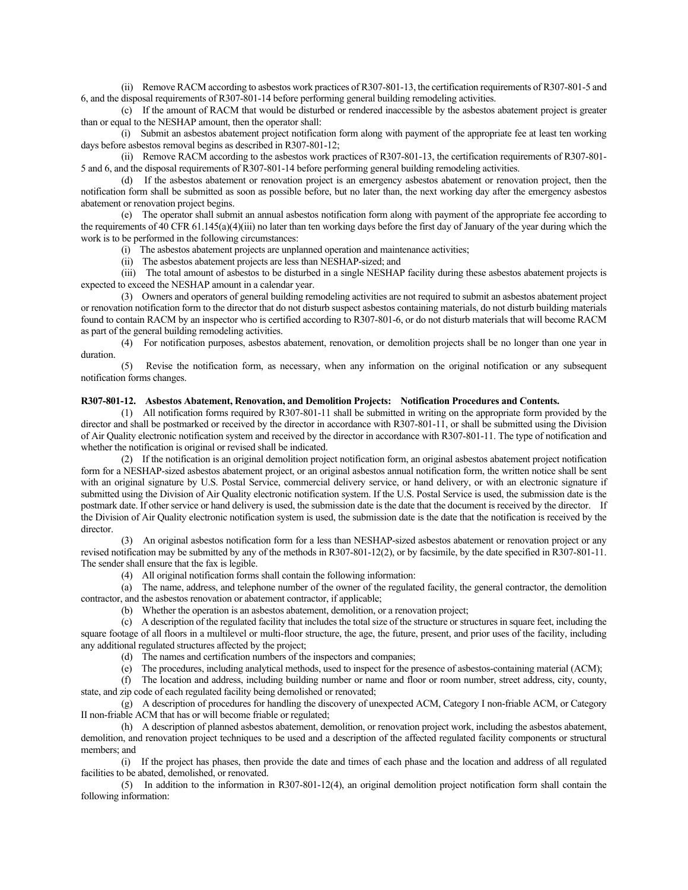(ii) Remove RACM according to asbestos work practices of R307-801-13, the certification requirements of R307-801-5 and 6, and the disposal requirements of R307-801-14 before performing general building remodeling activities.

(c) If the amount of RACM that would be disturbed or rendered inaccessible by the asbestos abatement project is greater than or equal to the NESHAP amount, then the operator shall:

(i) Submit an asbestos abatement project notification form along with payment of the appropriate fee at least ten working days before asbestos removal begins as described in R307-801-12;

(ii) Remove RACM according to the asbestos work practices of R307-801-13, the certification requirements of R307-801-5 and 6, and the disposal requirements of R307-801-14 before performing general building remodeling activities.

(d) If the asbestos abatement or renovation project is an emergency asbestos abatement or renovation project, then the notification form shall be submitted as soon as possible before, but no later than, the next working day after the emergency asbestos abatement or renovation project begins.

(e) The operator shall submit an annual asbestos notification form along with payment of the appropriate fee according to the requirements of 40 CFR 61.145(a)(4)(iii) no later than ten working days before the first day of January of the year during which the work is to be performed in the following circumstances:

(i) The asbestos abatement projects are unplanned operation and maintenance activities;

(ii) The asbestos abatement projects are less than NESHAP-sized; and

(iii) The total amount of asbestos to be disturbed in a single NESHAP facility during these asbestos abatement projects is expected to exceed the NESHAP amount in a calendar year.

(3) Owners and operators of general building remodeling activities are not required to submit an asbestos abatement project or renovation notification form to the director that do not disturb suspect asbestos containing materials, do not disturb building materials found to contain RACM by an inspector who is certified according to R307-801-6, or do not disturb materials that will become RACM as part of the general building remodeling activities.

(4) For notification purposes, asbestos abatement, renovation, or demolition projects shall be no longer than one year in duration.

(5) Revise the notification form, as necessary, when any information on the original notification or any subsequent notification forms changes.

**R307-801-12. Asbestos Abatement, Renovation, and Demolition Projects: Notification Procedures and Contents.**

(1) All notification forms required by R307-801-11 shall be submitted in writing on the appropriate form provided by the director and shall be postmarked or received by the director in accordance with R307-801-11, or shall be submitted using the Division of Air Quality electronic notification system and received by the director in accordance with R307-801-11. The type of notification and whether the notification is original or revised shall be indicated.

(2) If the notification is an original demolition project notification form, an original asbestos abatement project notification form for a NESHAP-sized asbestos abatement project, or an original asbestos annual notification form, the written notice shall be sent with an original signature by U.S. Postal Service, commercial delivery service, or hand delivery, or with an electronic signature if submitted using the Division of Air Quality electronic notification system. If the U.S. Postal Service is used, the submission date is the postmark date. If other service or hand delivery is used, the submission date is the date that the document is received by the director. If the Division of Air Quality electronic notification system is used, the submission date is the date that the notification is received by the director.

(3) An original asbestos notification form for a less than NESHAP-sized asbestos abatement or renovation project or any revised notification may be submitted by any of the methods in R307-801-12(2), or by facsimile, by the date specified in R307-801-11. The sender shall ensure that the fax is legible.

(4) All original notification forms shall contain the following information:

(a) The name, address, and telephone number of the owner of the regulated facility, the general contractor, the demolition contractor, and the asbestos renovation or abatement contractor, if applicable;

(b) Whether the operation is an asbestos abatement, demolition, or a renovation project;

(c) A description of the regulated facility that includes the total size of the structure or structures in square feet, including the square footage of all floors in a multilevel or multi-floor structure, the age, the future, present, and prior uses of the facility, including any additional regulated structures affected by the project;

(d) The names and certification numbers of the inspectors and companies;

(e) The procedures, including analytical methods, used to inspect for the presence of asbestos-containing material (ACM);

(f) The location and address, including building number or name and floor or room number, street address, city, county, state, and zip code of each regulated facility being demolished or renovated;

(g) A description of procedures for handling the discovery of unexpected ACM, Category I non-friable ACM, or Category II non-friable ACM that has or will become friable or regulated;

(h) A description of planned asbestos abatement, demolition, or renovation project work, including the asbestos abatement, demolition, and renovation project techniques to be used and a description of the affected regulated facility components or structural members; and

(i) If the project has phases, then provide the date and times of each phase and the location and address of all regulated facilities to be abated, demolished, or renovated.

(5) In addition to the information in R307-801-12(4), an original demolition project notification form shall contain the following information: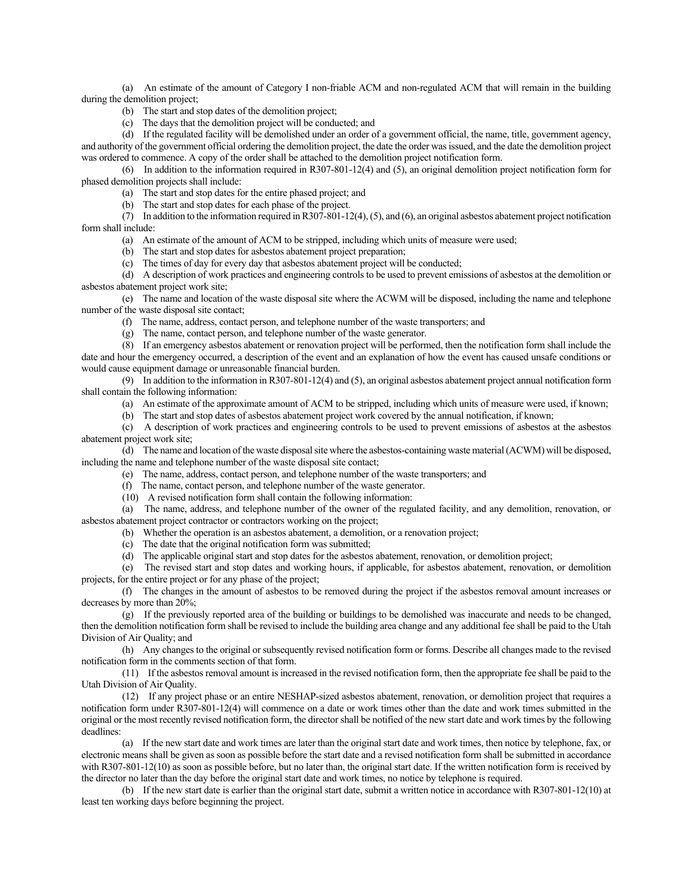(a) An estimate of the amount of Category I non-friable ACM and non-regulated ACM that will remain in the building during the demolition project;

(b) The start and stop dates of the demolition project;

(c) The days that the demolition project will be conducted; and

(d) If the regulated facility will be demolished under an order of a government official, the name, title, government agency, and authority of the government official ordering the demolition project, the date the order was issued, and the date the demolition project was ordered to commence. A copy of the order shall be attached to the demolition project notification form.

(6) In addition to the information required in R307-801-12(4) and (5), an original demolition project notification form for phased demolition projects shall include:

(a) The start and stop dates for the entire phased project; and

(b) The start and stop dates for each phase of the project.

(7) In addition to the information required in R307-801-12(4), (5), and (6), an original asbestos abatement project notification form shall include:

(a) An estimate of the amount of ACM to be stripped, including which units of measure were used;

(b) The start and stop dates for asbestos abatement project preparation;

(c) The times of day for every day that asbestos abatement project will be conducted;

(d) A description of work practices and engineering controls to be used to prevent emissions of asbestos at the demolition or asbestos abatement project work site;

(e) The name and location of the waste disposal site where the ACWM will be disposed, including the name and telephone number of the waste disposal site contact;

(f) The name, address, contact person, and telephone number of the waste transporters; and

(g) The name, contact person, and telephone number of the waste generator.

(8) If an emergency asbestos abatement or renovation project will be performed, then the notification form shall include the date and hour the emergency occurred, a description of the event and an explanation of how the event has caused unsafe conditions or would cause equipment damage or unreasonable financial burden.

(9) In addition to the information in R307-801-12(4) and (5), an original asbestos abatement project annual notification form shall contain the following information:

(a) An estimate of the approximate amount of ACM to be stripped, including which units of measure were used, if known;

(b) The start and stop dates of asbestos abatement project work covered by the annual notification, if known;

(c) A description of work practices and engineering controls to be used to prevent emissions of asbestos at the asbestos abatement project work site;

(d) The name and location of the waste disposal site where the asbestos-containing waste material (ACWM) will be disposed, including the name and telephone number of the waste disposal site contact;

(e) The name, address, contact person, and telephone number of the waste transporters; and

(f) The name, contact person, and telephone number of the waste generator.

(10) A revised notification form shall contain the following information:

(a) The name, address, and telephone number of the owner of the regulated facility, and any demolition, renovation, or asbestos abatement project contractor or contractors working on the project;

(b) Whether the operation is an asbestos abatement, a demolition, or a renovation project;

(c) The date that the original notification form was submitted;

(d) The applicable original start and stop dates for the asbestos abatement, renovation, or demolition project;

(e) The revised start and stop dates and working hours, if applicable, for asbestos abatement, renovation, or demolition projects, for the entire project or for any phase of the project;

(f) The changes in the amount of asbestos to be removed during the project if the asbestos removal amount increases or decreases by more than 20%;

(g) If the previously reported area of the building or buildings to be demolished was inaccurate and needs to be changed, then the demolition notification form shall be revised to include the building area change and any additional fee shall be paid to the Utah Division of Air Quality; and

(h) Any changes to the original or subsequently revised notification form or forms. Describe all changes made to the revised notification form in the comments section of that form.

(11) If the asbestos removal amount is increased in the revised notification form, then the appropriate fee shall be paid to the Utah Division of Air Quality.

(12) If any project phase or an entire NESHAP-sized asbestos abatement, renovation, or demolition project that requires a notification form under R307-801-12(4) will commence on a date or work times other than the date and work times submitted in the original or the most recently revised notification form, the director shall be notified of the new start date and work times by the following deadlines:

(a) If the new start date and work times are later than the original start date and work times, then notice by telephone, fax, or electronic means shall be given as soon as possible before the start date and a revised notification form shall be submitted in accordance with R307-801-12(10) as soon as possible before, but no later than, the original start date. If the written notification form is received by the director no later than the day before the original start date and work times, no notice by telephone is required.

(b) If the new start date is earlier than the original start date, submit a written notice in accordance with R307-801-12(10) at least ten working days before beginning the project.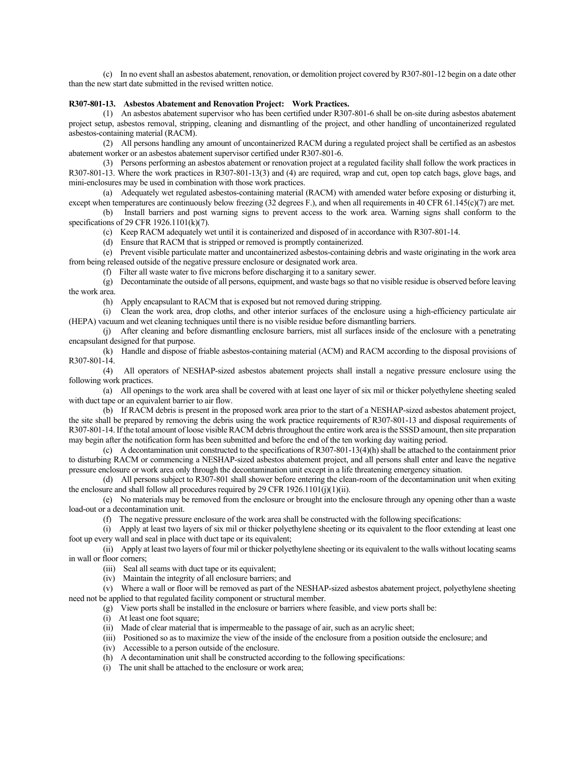(c) In no event shall an asbestos abatement, renovation, or demolition project covered by R307-801-12 begin on a date other than the new start date submitted in the revised written notice.

**R307-801-13. Asbestos Abatement and Renovation Project: Work Practices.**

(1) An asbestos abatement supervisor who has been certified under R307-801-6 shall be on-site during asbestos abatement project setup, asbestos removal, stripping, cleaning and dismantling of the project, and other handling of uncontainerized regulated asbestos-containing material (RACM).

(2) All persons handling any amount of uncontainerized RACM during a regulated project shall be certified as an asbestos abatement worker or an asbestos abatement supervisor certified under R307-801-6.

(3) Persons performing an asbestos abatement or renovation project at a regulated facility shall follow the work practices in R307-801-13. Where the work practices in R307-801-13(3) and (4) are required, wrap and cut, open top catch bags, glove bags, and mini-enclosures may be used in combination with those work practices.

(a) Adequately wet regulated asbestos-containing material (RACM) with amended water before exposing or disturbing it, except when temperatures are continuously below freezing (32 degrees F.), and when all requirements in 40 CFR 61.145(c)(7) are met.

(b) Install barriers and post warning signs to prevent access to the work area. Warning signs shall conform to the specifications of 29 CFR 1926.1101(k)(7).

(c) Keep RACM adequately wet until it is containerized and disposed of in accordance with R307-801-14.

(d) Ensure that RACM that is stripped or removed is promptly containerized.

(e) Prevent visible particulate matter and uncontainerized asbestos-containing debris and waste originating in the work area from being released outside of the negative pressure enclosure or designated work area.

(f) Filter all waste water to five microns before discharging it to a sanitary sewer.

(g) Decontaminate the outside of all persons, equipment, and waste bags so that no visible residue is observed before leaving the work area.

(h) Apply encapsulant to RACM that is exposed but not removed during stripping.

(i) Clean the work area, drop cloths, and other interior surfaces of the enclosure using a high-efficiency particulate air (HEPA) vacuum and wet cleaning techniques until there is no visible residue before dismantling barriers.

(j) After cleaning and before dismantling enclosure barriers, mist all surfaces inside of the enclosure with a penetrating encapsulant designed for that purpose.

(k) Handle and dispose of friable asbestos-containing material (ACM) and RACM according to the disposal provisions of R307-801-14.

(4) All operators of NESHAP-sized asbestos abatement projects shall install a negative pressure enclosure using the following work practices.

(a) All openings to the work area shall be covered with at least one layer of six mil or thicker polyethylene sheeting sealed with duct tape or an equivalent barrier to air flow.

(b) If RACM debris is present in the proposed work area prior to the start of a NESHAP-sized asbestos abatement project, the site shall be prepared by removing the debris using the work practice requirements of R307-801-13 and disposal requirements of R307-801-14. If the total amount of loose visible RACM debris throughout the entire work area is the SSSD amount, then site preparation may begin after the notification form has been submitted and before the end of the ten working day waiting period.

(c) A decontamination unit constructed to the specifications of R307-801-13(4)(h) shall be attached to the containment prior to disturbing RACM or commencing a NESHAP-sized asbestos abatement project, and all persons shall enter and leave the negative pressure enclosure or work area only through the decontamination unit except in a life threatening emergency situation.

(d) All persons subject to R307-801 shall shower before entering the clean-room of the decontamination unit when exiting the enclosure and shall follow all procedures required by 29 CFR 1926.1101(j)(1)(ii).

(e) No materials may be removed from the enclosure or brought into the enclosure through any opening other than a waste load-out or a decontamination unit.

(f) The negative pressure enclosure of the work area shall be constructed with the following specifications:

(i) Apply at least two layers of six mil or thicker polyethylene sheeting or its equivalent to the floor extending at least one foot up every wall and seal in place with duct tape or its equivalent;

(ii) Apply at least two layers of four mil or thicker polyethylene sheeting or its equivalent to the walls without locating seams in wall or floor corners;

(iii) Seal all seams with duct tape or its equivalent;

(iv) Maintain the integrity of all enclosure barriers; and

(v) Where a wall or floor will be removed as part of the NESHAP-sized asbestos abatement project, polyethylene sheeting need not be applied to that regulated facility component or structural member.

(g) View ports shall be installed in the enclosure or barriers where feasible, and view ports shall be:

(i) At least one foot square;

(ii) Made of clear material that is impermeable to the passage of air, such as an acrylic sheet;

(iii) Positioned so as to maximize the view of the inside of the enclosure from a position outside the enclosure; and

(iv) Accessible to a person outside of the enclosure.

(h) A decontamination unit shall be constructed according to the following specifications:

(i) The unit shall be attached to the enclosure or work area;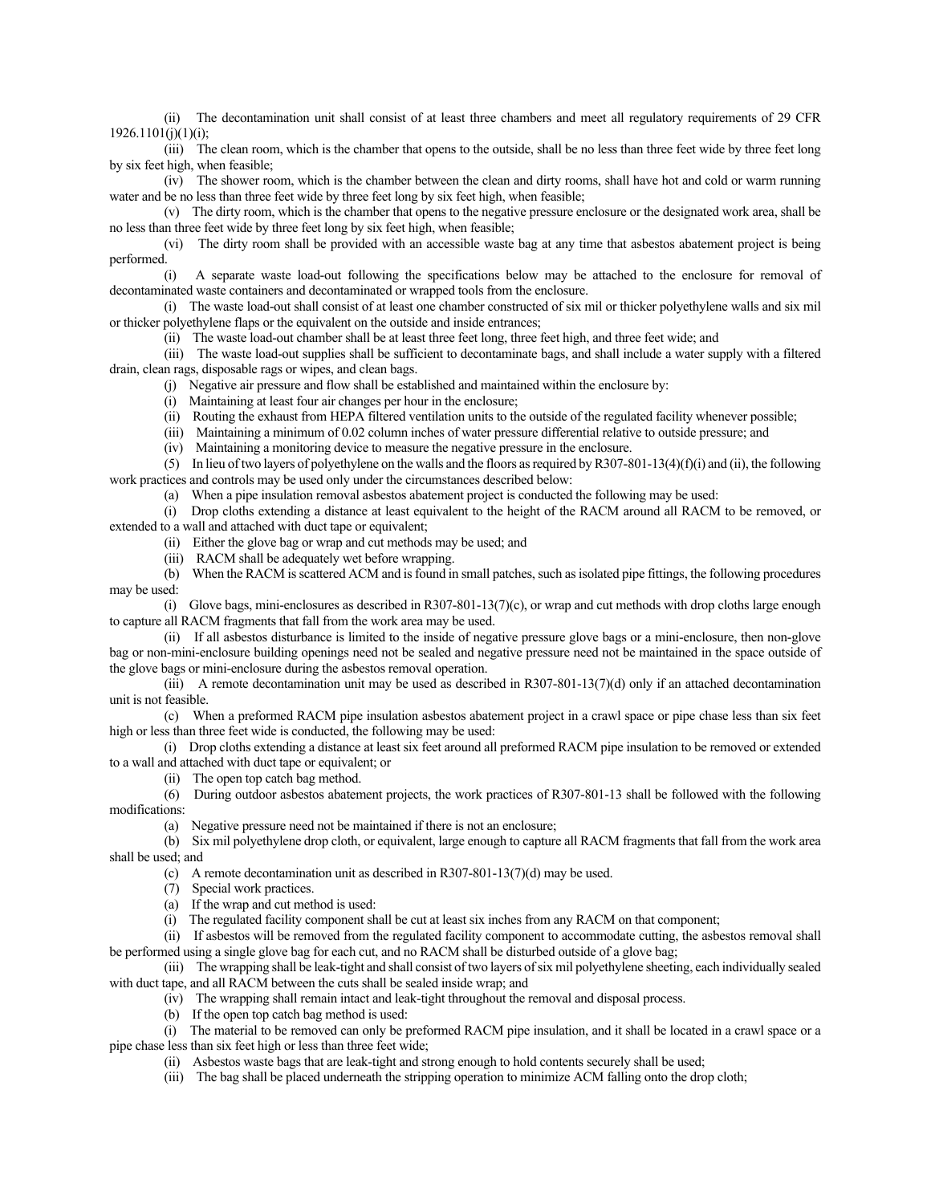(ii) The decontamination unit shall consist of at least three chambers and meet all regulatory requirements of 29 CFR 1926.1101(j)(1)(i);

(iii) The clean room, which is the chamber that opens to the outside, shall be no less than three feet wide by three feet long by six feet high, when feasible;

(iv) The shower room, which is the chamber between the clean and dirty rooms, shall have hot and cold or warm running water and be no less than three feet wide by three feet long by six feet high, when feasible;

(v) The dirty room, which is the chamber that opens to the negative pressure enclosure or the designated work area, shall be no less than three feet wide by three feet long by six feet high, when feasible;

(vi) The dirty room shall be provided with an accessible waste bag at any time that asbestos abatement project is being performed.

(i) A separate waste load-out following the specifications below may be attached to the enclosure for removal of decontaminated waste containers and decontaminated or wrapped tools from the enclosure.

(i) The waste load-out shall consist of at least one chamber constructed of six mil or thicker polyethylene walls and six mil or thicker polyethylene flaps or the equivalent on the outside and inside entrances;

(ii) The waste load-out chamber shall be at least three feet long, three feet high, and three feet wide; and

(iii) The waste load-out supplies shall be sufficient to decontaminate bags, and shall include a water supply with a filtered drain, clean rags, disposable rags or wipes, and clean bags.

(j) Negative air pressure and flow shall be established and maintained within the enclosure by:

(i) Maintaining at least four air changes per hour in the enclosure;

(ii) Routing the exhaust from HEPA filtered ventilation units to the outside of the regulated facility whenever possible;

(iii) Maintaining a minimum of 0.02 column inches of water pressure differential relative to outside pressure; and

(iv) Maintaining a monitoring device to measure the negative pressure in the enclosure.

(5) In lieu of two layers of polyethylene on the walls and the floors as required by R307-801-13(4)(f)(i) and (ii), the following work practices and controls may be used only under the circumstances described below:

(a) When a pipe insulation removal asbestos abatement project is conducted the following may be used:

(i) Drop cloths extending a distance at least equivalent to the height of the RACM around all RACM to be removed, or extended to a wall and attached with duct tape or equivalent;

(ii) Either the glove bag or wrap and cut methods may be used; and

(iii) RACM shall be adequately wet before wrapping.

(b) When the RACM is scattered ACM and is found in small patches, such as isolated pipe fittings, the following procedures may be used:

(i) Glove bags, mini-enclosures as described in R307-801-13(7)(c), or wrap and cut methods with drop cloths large enough to capture all RACM fragments that fall from the work area may be used.

(ii) If all asbestos disturbance is limited to the inside of negative pressure glove bags or a mini-enclosure, then non-glove bag or non-mini-enclosure building openings need not be sealed and negative pressure need not be maintained in the space outside of the glove bags or mini-enclosure during the asbestos removal operation.

(iii) A remote decontamination unit may be used as described in R307-801-13(7)(d) only if an attached decontamination unit is not feasible.

(c) When a preformed RACM pipe insulation asbestos abatement project in a crawl space or pipe chase less than six feet high or less than three feet wide is conducted, the following may be used:

(i) Drop cloths extending a distance at least six feet around all preformed RACM pipe insulation to be removed or extended to a wall and attached with duct tape or equivalent; or

(ii) The open top catch bag method.

(6) During outdoor asbestos abatement projects, the work practices of R307-801-13 shall be followed with the following modifications:

(a) Negative pressure need not be maintained if there is not an enclosure;

(b) Six mil polyethylene drop cloth, or equivalent, large enough to capture all RACM fragments that fall from the work area shall be used; and

(c) A remote decontamination unit as described in R307-801-13(7)(d) may be used.

(7) Special work practices.

(a) If the wrap and cut method is used:

(i) The regulated facility component shall be cut at least six inches from any RACM on that component;

(ii) If asbestos will be removed from the regulated facility component to accommodate cutting, the asbestos removal shall be performed using a single glove bag for each cut, and no RACM shall be disturbed outside of a glove bag;

(iii) The wrapping shall be leak-tight and shall consist of two layers of six mil polyethylene sheeting, each individually sealed with duct tape, and all RACM between the cuts shall be sealed inside wrap; and

(iv) The wrapping shall remain intact and leak-tight throughout the removal and disposal process.

(b) If the open top catch bag method is used:

(i) The material to be removed can only be preformed RACM pipe insulation, and it shall be located in a crawl space or a pipe chase less than six feet high or less than three feet wide;

(ii) Asbestos waste bags that are leak-tight and strong enough to hold contents securely shall be used;

(iii) The bag shall be placed underneath the stripping operation to minimize ACM falling onto the drop cloth;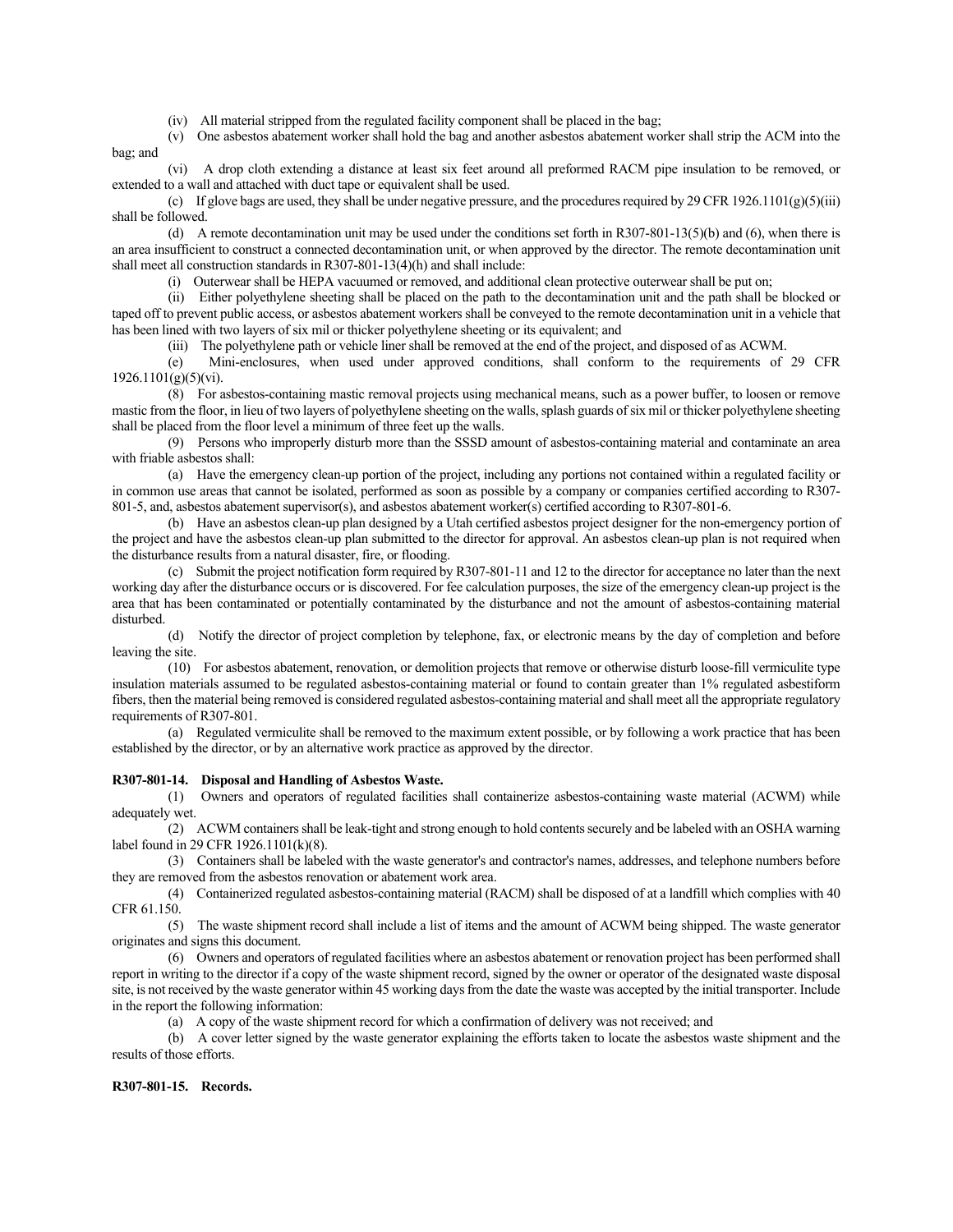(iv) All material stripped from the regulated facility component shall be placed in the bag;

(v) One asbestos abatement worker shall hold the bag and another asbestos abatement worker shall strip the ACM into the bag; and

(vi) A drop cloth extending a distance at least six feet around all preformed RACM pipe insulation to be removed, or extended to a wall and attached with duct tape or equivalent shall be used.

(c) If glove bags are used, they shall be under negative pressure, and the procedures required by 29 CFR 1926.1101(g)(5)(iii) shall be followed.

(d) A remote decontamination unit may be used under the conditions set forth in R307-801-13(5)(b) and (6), when there is an area insufficient to construct a connected decontamination unit, or when approved by the director. The remote decontamination unit shall meet all construction standards in R307-801-13(4)(h) and shall include:

(i) Outerwear shall be HEPA vacuumed or removed, and additional clean protective outerwear shall be put on;

(ii) Either polyethylene sheeting shall be placed on the path to the decontamination unit and the path shall be blocked or taped off to prevent public access, or asbestos abatement workers shall be conveyed to the remote decontamination unit in a vehicle that has been lined with two layers of six mil or thicker polyethylene sheeting or its equivalent; and

(iii) The polyethylene path or vehicle liner shall be removed at the end of the project, and disposed of as ACWM.

(e) Mini-enclosures, when used under approved conditions, shall conform to the requirements of 29 CFR 1926.1101(g)(5)(vi).

(8) For asbestos-containing mastic removal projects using mechanical means, such as a power buffer, to loosen or remove mastic from the floor, in lieu of two layers of polyethylene sheeting on the walls, splash guards of six mil or thicker polyethylene sheeting shall be placed from the floor level a minimum of three feet up the walls.

(9) Persons who improperly disturb more than the SSSD amount of asbestos-containing material and contaminate an area with friable asbestos shall:

(a) Have the emergency clean-up portion of the project, including any portions not contained within a regulated facility or in common use areas that cannot be isolated, performed as soon as possible by a company or companies certified according to R307-801-5, and, asbestos abatement supervisor(s), and asbestos abatement worker(s) certified according to R307-801-6.

(b) Have an asbestos clean-up plan designed by a Utah certified asbestos project designer for the non-emergency portion of the project and have the asbestos clean-up plan submitted to the director for approval. An asbestos clean-up plan is not required when the disturbance results from a natural disaster, fire, or flooding.

(c) Submit the project notification form required by R307-801-11 and 12 to the director for acceptance no later than the next working day after the disturbance occurs or is discovered. For fee calculation purposes, the size of the emergency clean-up project is the area that has been contaminated or potentially contaminated by the disturbance and not the amount of asbestos-containing material disturbed.

(d) Notify the director of project completion by telephone, fax, or electronic means by the day of completion and before leaving the site.

(10) For asbestos abatement, renovation, or demolition projects that remove or otherwise disturb loose-fill vermiculite type insulation materials assumed to be regulated asbestos-containing material or found to contain greater than 1% regulated asbestiform fibers, then the material being removed is considered regulated asbestos-containing material and shall meet all the appropriate regulatory requirements of R307-801.

(a) Regulated vermiculite shall be removed to the maximum extent possible, or by following a work practice that has been established by the director, or by an alternative work practice as approved by the director.

**R307-801-14. Disposal and Handling of Asbestos Waste.**

(1) Owners and operators of regulated facilities shall containerize asbestos-containing waste material (ACWM) while adequately wet.

(2) ACWM containers shall be leak-tight and strong enough to hold contents securely and be labeled with an OSHA warning label found in 29 CFR 1926.1101(k)(8).

(3) Containers shall be labeled with the waste generator's and contractor's names, addresses, and telephone numbers before they are removed from the asbestos renovation or abatement work area.

(4) Containerized regulated asbestos-containing material (RACM) shall be disposed of at a landfill which complies with 40 CFR 61.150.

(5) The waste shipment record shall include a list of items and the amount of ACWM being shipped. The waste generator originates and signs this document.

(6) Owners and operators of regulated facilities where an asbestos abatement or renovation project has been performed shall report in writing to the director if a copy of the waste shipment record, signed by the owner or operator of the designated waste disposal site, is not received by the waste generator within 45 working days from the date the waste was accepted by the initial transporter. Include in the report the following information:

(a) A copy of the waste shipment record for which a confirmation of delivery was not received; and

(b) A cover letter signed by the waste generator explaining the efforts taken to locate the asbestos waste shipment and the results of those efforts.

**R307-801-15. Records.**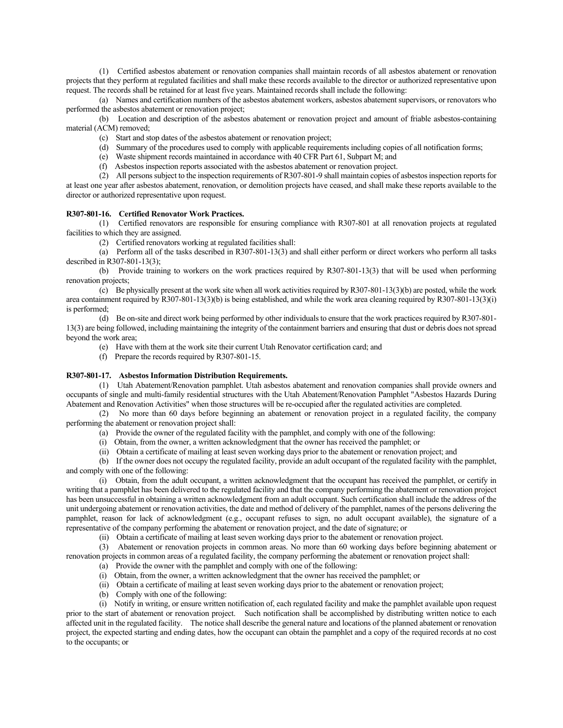(1) Certified asbestos abatement or renovation companies shall maintain records of all asbestos abatement or renovation projects that they perform at regulated facilities and shall make these records available to the director or authorized representative upon request. The records shall be retained for at least five years. Maintained records shall include the following:

(a) Names and certification numbers of the asbestos abatement workers, asbestos abatement supervisors, or renovators who performed the asbestos abatement or renovation project;

(b) Location and description of the asbestos abatement or renovation project and amount of friable asbestos-containing material (ACM) removed;

(c) Start and stop dates of the asbestos abatement or renovation project;

(d) Summary of the procedures used to comply with applicable requirements including copies of all notification forms;

(e) Waste shipment records maintained in accordance with 40 CFR Part 61, Subpart M; and

(f) Asbestos inspection reports associated with the asbestos abatement or renovation project.

(2) All persons subject to the inspection requirements of R307-801-9 shall maintain copies of asbestos inspection reports for at least one year after asbestos abatement, renovation, or demolition projects have ceased, and shall make these reports available to the director or authorized representative upon request.

**R307-801-16. Certified Renovator Work Practices.**

(1) Certified renovators are responsible for ensuring compliance with R307-801 at all renovation projects at regulated facilities to which they are assigned.

(2) Certified renovators working at regulated facilities shall:

(a) Perform all of the tasks described in R307-801-13(3) and shall either perform or direct workers who perform all tasks described in R307-801-13(3);

(b) Provide training to workers on the work practices required by R307-801-13(3) that will be used when performing renovation projects;

(c) Be physically present at the work site when all work activities required by R307-801-13(3)(b) are posted, while the work area containment required by R307-801-13(3)(b) is being established, and while the work area cleaning required by R307-801-13(3)(i) is performed;

(d) Be on-site and direct work being performed by other individuals to ensure that the work practices required by R307-801-13(3) are being followed, including maintaining the integrity of the containment barriers and ensuring that dust or debris does not spread beyond the work area;

(e) Have with them at the work site their current Utah Renovator certification card; and

(f) Prepare the records required by R307-801-15.

**R307-801-17. Asbestos Information Distribution Requirements.**

(1) Utah Abatement/Renovation pamphlet. Utah asbestos abatement and renovation companies shall provide owners and occupants of single and multi-family residential structures with the Utah Abatement/Renovation Pamphlet "Asbestos Hazards During Abatement and Renovation Activities" when those structures will be re-occupied after the regulated activities are completed.

(2) No more than 60 days before beginning an abatement or renovation project in a regulated facility, the company performing the abatement or renovation project shall:

(a) Provide the owner of the regulated facility with the pamphlet, and comply with one of the following:

(i) Obtain, from the owner, a written acknowledgment that the owner has received the pamphlet; or

(ii) Obtain a certificate of mailing at least seven working days prior to the abatement or renovation project; and

(b) If the owner does not occupy the regulated facility, provide an adult occupant of the regulated facility with the pamphlet, and comply with one of the following:

(i) Obtain, from the adult occupant, a written acknowledgment that the occupant has received the pamphlet, or certify in writing that a pamphlet has been delivered to the regulated facility and that the company performing the abatement or renovation project has been unsuccessful in obtaining a written acknowledgment from an adult occupant. Such certification shall include the address of the unit undergoing abatement or renovation activities, the date and method of delivery of the pamphlet, names of the persons delivering the pamphlet, reason for lack of acknowledgment (e.g., occupant refuses to sign, no adult occupant available), the signature of a representative of the company performing the abatement or renovation project, and the date of signature; or

(ii) Obtain a certificate of mailing at least seven working days prior to the abatement or renovation project.

(3) Abatement or renovation projects in common areas. No more than 60 working days before beginning abatement or renovation projects in common areas of a regulated facility, the company performing the abatement or renovation project shall:

(a) Provide the owner with the pamphlet and comply with one of the following:

(i) Obtain, from the owner, a written acknowledgment that the owner has received the pamphlet; or

(ii) Obtain a certificate of mailing at least seven working days prior to the abatement or renovation project;

(b) Comply with one of the following:

(i) Notify in writing, or ensure written notification of, each regulated facility and make the pamphlet available upon request prior to the start of abatement or renovation project. Such notification shall be accomplished by distributing written notice to each affected unit in the regulated facility. The notice shall describe the general nature and locations of the planned abatement or renovation project, the expected starting and ending dates, how the occupant can obtain the pamphlet and a copy of the required records at no cost to the occupants; or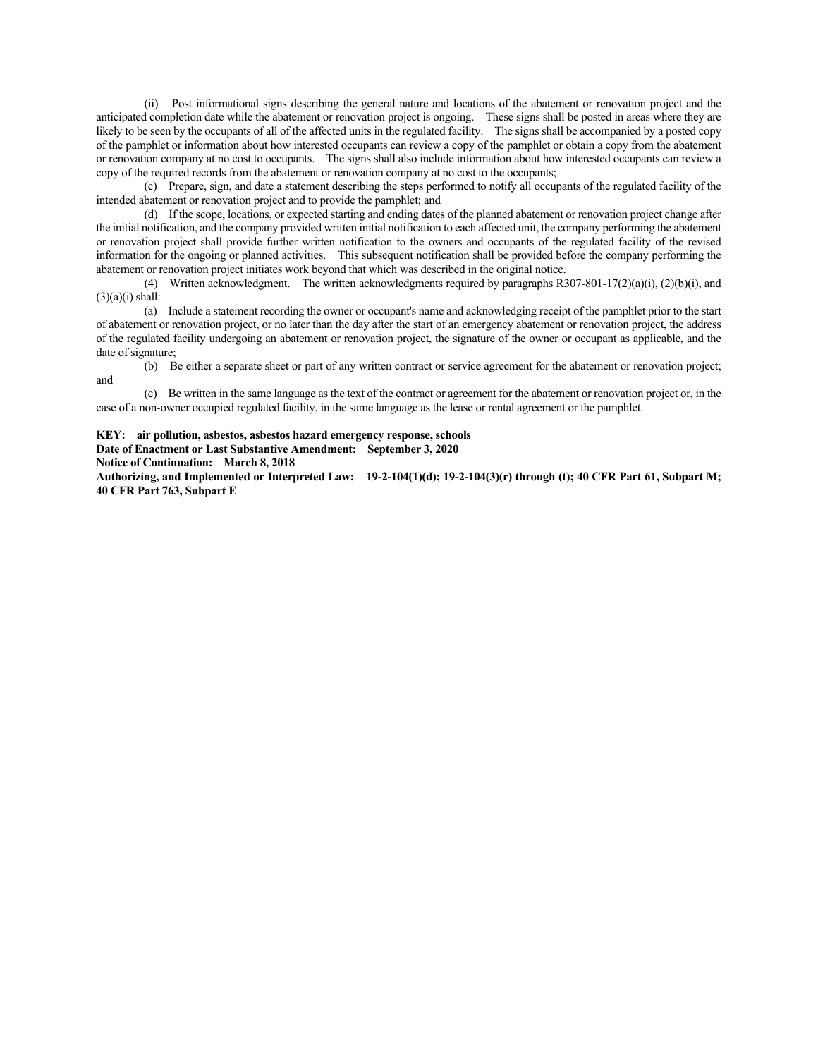(ii) Post informational signs describing the general nature and locations of the abatement or renovation project and the anticipated completion date while the abatement or renovation project is ongoing. These signs shall be posted in areas where they are likely to be seen by the occupants of all of the affected units in the regulated facility. The signs shall be accompanied by a posted copy of the pamphlet or information about how interested occupants can review a copy of the pamphlet or obtain a copy from the abatement or renovation company at no cost to occupants. The signs shall also include information about how interested occupants can review a copy of the required records from the abatement or renovation company at no cost to the occupants;

(c) Prepare, sign, and date a statement describing the steps performed to notify all occupants of the regulated facility of the intended abatement or renovation project and to provide the pamphlet; and

(d) If the scope, locations, or expected starting and ending dates of the planned abatement or renovation project change after the initial notification, and the company provided written initial notification to each affected unit, the company performing the abatement or renovation project shall provide further written notification to the owners and occupants of the regulated facility of the revised information for the ongoing or planned activities. This subsequent notification shall be provided before the company performing the abatement or renovation project initiates work beyond that which was described in the original notice.

(4) Written acknowledgment. The written acknowledgments required by paragraphs R307-801-17(2)(a)(i), (2)(b)(i), and (3)(a)(i) shall:

(a) Include a statement recording the owner or occupant's name and acknowledging receipt of the pamphlet prior to the start of abatement or renovation project, or no later than the day after the start of an emergency abatement or renovation project, the address of the regulated facility undergoing an abatement or renovation project, the signature of the owner or occupant as applicable, and the date of signature;

(b) Be either a separate sheet or part of any written contract or service agreement for the abatement or renovation project; and

(c) Be written in the same language as the text of the contract or agreement for the abatement or renovation project or, in the case of a non-owner occupied regulated facility, in the same language as the lease or rental agreement or the pamphlet.

**KEY: air pollution, asbestos, asbestos hazard emergency response, schools**
**Date of Enactment or Last Substantive Amendment: September 3, 2020**
**Notice of Continuation: March 8, 2018**
**Authorizing, and Implemented or Interpreted Law: 19-2-104(1)(d); 19-2-104(3)(r) through (t); 40 CFR Part 61, Subpart M; 40 CFR Part 763, Subpart E**